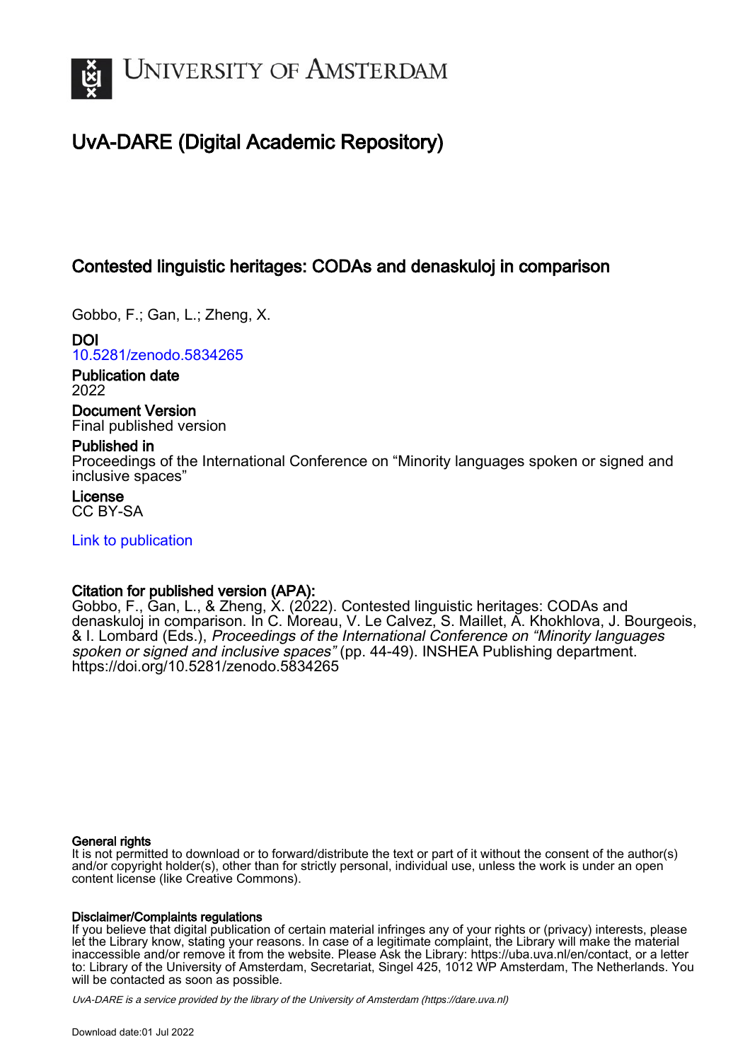# University of Amsterdam

## UvA-DARE (Digital Academic Repository)

### Contested linguistic heritages: CODAs and denaskuloj in comparison

Gobbo, F.; Gan, L.; Zheng, X.

**DOI**
10.5281/zenodo.5834265

**Publication date**
2022

**Document Version**
Final published version

**Published in**
Proceedings of the International Conference on "Minority languages spoken or signed and inclusive spaces"

**License**
CC BY-SA

Link to publication

**Citation for published version (APA):**
Gobbo, F., Gan, L., & Zheng, X. (2022). Contested linguistic heritages: CODAs and denaskuloj in comparison. In C. Moreau, V. Le Calvez, S. Maillet, A. Khokhlova, J. Bourgeois, & I. Lombard (Eds.), *Proceedings of the International Conference on "Minority languages spoken or signed and inclusive spaces"* (pp. 44-49). INSHEA Publishing department. https://doi.org/10.5281/zenodo.5834265

**General rights**
It is not permitted to download or to forward/distribute the text or part of it without the consent of the author(s) and/or copyright holder(s), other than for strictly personal, individual use, unless the work is under an open content license (like Creative Commons).

**Disclaimer/Complaints regulations**
If you believe that digital publication of certain material infringes any of your rights or (privacy) interests, please let the Library know, stating your reasons. In case of a legitimate complaint, the Library will make the material inaccessible and/or remove it from the website. Please Ask the Library: https://uba.uva.nl/en/contact, or a letter to: Library of the University of Amsterdam, Secretariat, Singel 425, 1012 WP Amsterdam, The Netherlands. You will be contacted as soon as possible.

*UvA-DARE is a service provided by the library of the University of Amsterdam (https://dare.uva.nl)*

Download date:01 Jul 2022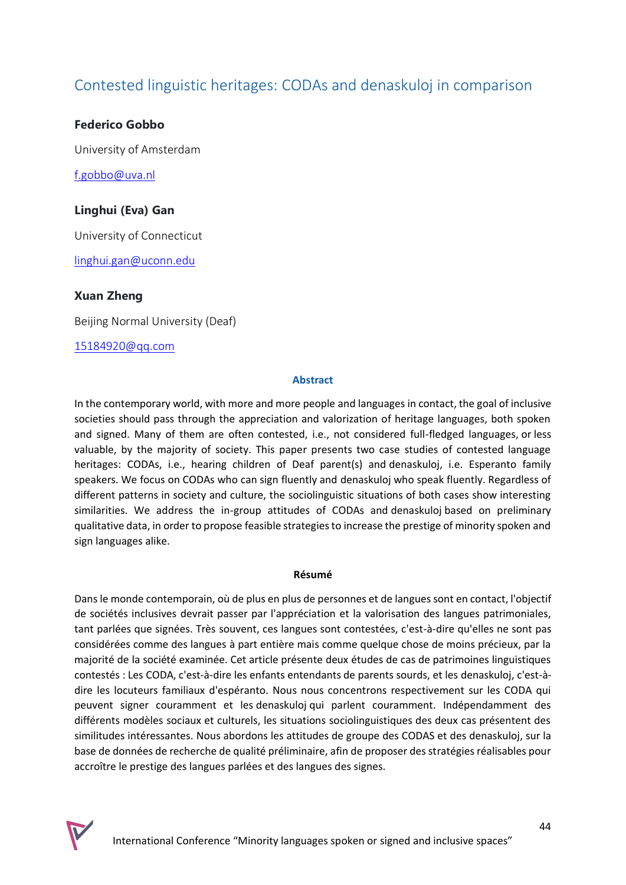# Contested linguistic heritages: CODAs and denaskuloj in comparison

**Federico Gobbo**

University of Amsterdam

f.gobbo@uva.nl

**Linghui (Eva) Gan**

University of Connecticut

linghui.gan@uconn.edu

**Xuan Zheng**

Beijing Normal University (Deaf)

15184920@qq.com

### Abstract

In the contemporary world, with more and more people and languages in contact, the goal of inclusive societies should pass through the appreciation and valorization of heritage languages, both spoken and signed. Many of them are often contested, i.e., not considered full-fledged languages, or less valuable, by the majority of society. This paper presents two case studies of contested language heritages: CODAs, i.e., hearing children of Deaf parent(s) and denaskuloj, i.e. Esperanto family speakers. We focus on CODAs who can sign fluently and denaskuloj who speak fluently. Regardless of different patterns in society and culture, the sociolinguistic situations of both cases show interesting similarities. We address the in-group attitudes of CODAs and denaskuloj based on preliminary qualitative data, in order to propose feasible strategies to increase the prestige of minority spoken and sign languages alike.

### Résumé

Dans le monde contemporain, où de plus en plus de personnes et de langues sont en contact, l'objectif de sociétés inclusives devrait passer par l'appréciation et la valorisation des langues patrimoniales, tant parlées que signées. Très souvent, ces langues sont contestées, c'est-à-dire qu'elles ne sont pas considérées comme des langues à part entière mais comme quelque chose de moins précieux, par la majorité de la société examinée. Cet article présente deux études de cas de patrimoines linguistiques contestés : Les CODA, c'est-à-dire les enfants entendants de parents sourds, et les denaskuloj, c'est-à-dire les locuteurs familiaux d'espéranto. Nous nous concentrons respectivement sur les CODA qui peuvent signer couramment et les denaskuloj qui parlent couramment. Indépendamment des différents modèles sociaux et culturels, les situations sociolinguistiques des deux cas présentent des similitudes intéressantes. Nous abordons les attitudes de groupe des CODAS et des denaskuloj, sur la base de données de recherche de qualité préliminaire, afin de proposer des stratégies réalisables pour accroître le prestige des langues parlées et des langues des signes.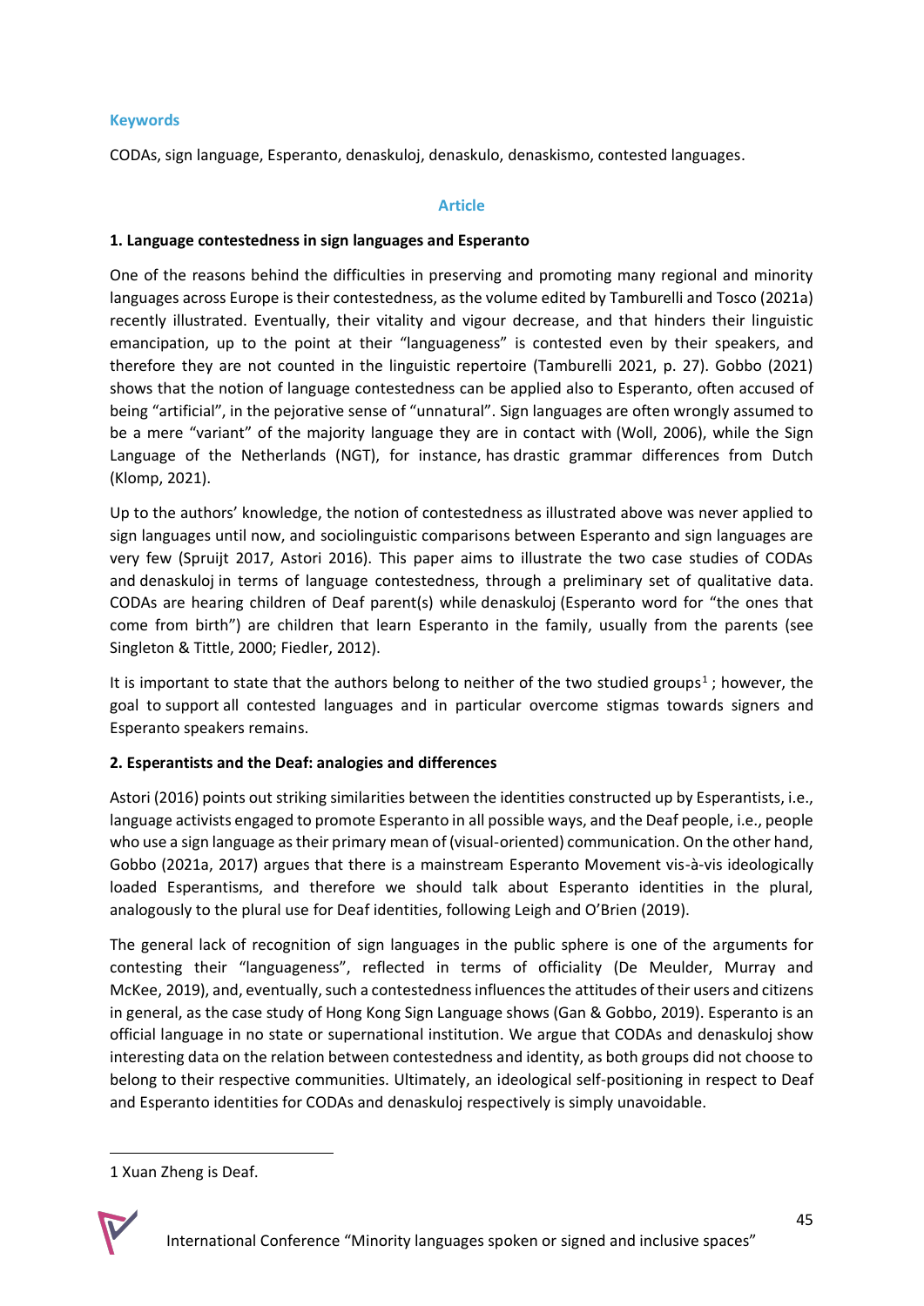### Keywords

CODAs, sign language, Esperanto, denaskuloj, denaskulo, denaskismo, contested languages.

### Article

**1. Language contestedness in sign languages and Esperanto**

One of the reasons behind the difficulties in preserving and promoting many regional and minority languages across Europe is their contestedness, as the volume edited by Tamburelli and Tosco (2021a) recently illustrated. Eventually, their vitality and vigour decrease, and that hinders their linguistic emancipation, up to the point at their "languageness" is contested even by their speakers, and therefore they are not counted in the linguistic repertoire (Tamburelli 2021, p. 27). Gobbo (2021) shows that the notion of language contestedness can be applied also to Esperanto, often accused of being "artificial", in the pejorative sense of "unnatural". Sign languages are often wrongly assumed to be a mere "variant" of the majority language they are in contact with (Woll, 2006), while the Sign Language of the Netherlands (NGT), for instance, has drastic grammar differences from Dutch (Klomp, 2021).

Up to the authors' knowledge, the notion of contestedness as illustrated above was never applied to sign languages until now, and sociolinguistic comparisons between Esperanto and sign languages are very few (Spruijt 2017, Astori 2016). This paper aims to illustrate the two case studies of CODAs and denaskuloj in terms of language contestedness, through a preliminary set of qualitative data. CODAs are hearing children of Deaf parent(s) while denaskuloj (Esperanto word for "the ones that come from birth") are children that learn Esperanto in the family, usually from the parents (see Singleton & Tittle, 2000; Fiedler, 2012).

It is important to state that the authors belong to neither of the two studied groups[1] ; however, the goal to support all contested languages and in particular overcome stigmas towards signers and Esperanto speakers remains.

**2. Esperantists and the Deaf: analogies and differences**

Astori (2016) points out striking similarities between the identities constructed up by Esperantists, i.e., language activists engaged to promote Esperanto in all possible ways, and the Deaf people, i.e., people who use a sign language as their primary mean of (visual-oriented) communication. On the other hand, Gobbo (2021a, 2017) argues that there is a mainstream Esperanto Movement vis-à-vis ideologically loaded Esperantisms, and therefore we should talk about Esperanto identities in the plural, analogously to the plural use for Deaf identities, following Leigh and O'Brien (2019).

The general lack of recognition of sign languages in the public sphere is one of the arguments for contesting their "languageness", reflected in terms of officiality (De Meulder, Murray and McKee, 2019), and, eventually, such a contestedness influences the attitudes of their users and citizens in general, as the case study of Hong Kong Sign Language shows (Gan & Gobbo, 2019). Esperanto is an official language in no state or supernational institution. We argue that CODAs and denaskuloj show interesting data on the relation between contestedness and identity, as both groups did not choose to belong to their respective communities. Ultimately, an ideological self-positioning in respect to Deaf and Esperanto identities for CODAs and denaskuloj respectively is simply unavoidable.

---

1 Xuan Zheng is Deaf.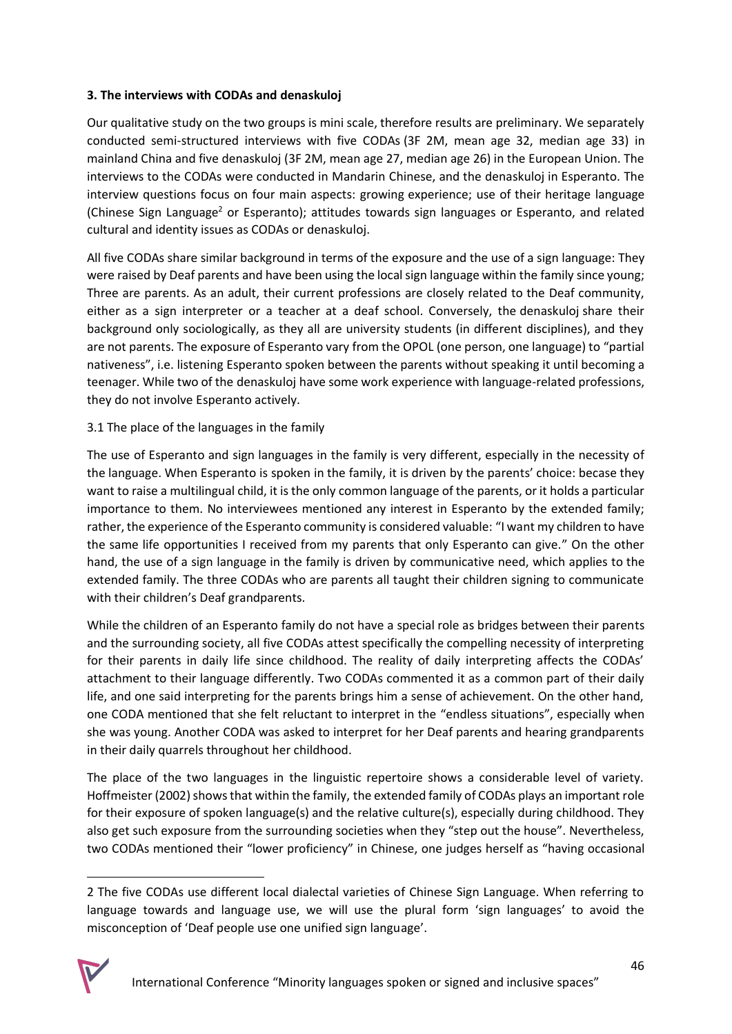**3. The interviews with CODAs and denaskuloj**

Our qualitative study on the two groups is mini scale, therefore results are preliminary. We separately conducted semi-structured interviews with five CODAs (3F 2M, mean age 32, median age 33) in mainland China and five denaskuloj (3F 2M, mean age 27, median age 26) in the European Union. The interviews to the CODAs were conducted in Mandarin Chinese, and the denaskuloj in Esperanto. The interview questions focus on four main aspects: growing experience; use of their heritage language (Chinese Sign Language[2] or Esperanto); attitudes towards sign languages or Esperanto, and related cultural and identity issues as CODAs or denaskuloj.

All five CODAs share similar background in terms of the exposure and the use of a sign language: They were raised by Deaf parents and have been using the local sign language within the family since young; Three are parents. As an adult, their current professions are closely related to the Deaf community, either as a sign interpreter or a teacher at a deaf school. Conversely, the denaskuloj share their background only sociologically, as they all are university students (in different disciplines), and they are not parents. The exposure of Esperanto vary from the OPOL (one person, one language) to "partial nativeness", i.e. listening Esperanto spoken between the parents without speaking it until becoming a teenager. While two of the denaskuloj have some work experience with language-related professions, they do not involve Esperanto actively.

3.1 The place of the languages in the family

The use of Esperanto and sign languages in the family is very different, especially in the necessity of the language. When Esperanto is spoken in the family, it is driven by the parents' choice: becase they want to raise a multilingual child, it is the only common language of the parents, or it holds a particular importance to them. No interviewees mentioned any interest in Esperanto by the extended family; rather, the experience of the Esperanto community is considered valuable: "I want my children to have the same life opportunities I received from my parents that only Esperanto can give." On the other hand, the use of a sign language in the family is driven by communicative need, which applies to the extended family. The three CODAs who are parents all taught their children signing to communicate with their children's Deaf grandparents.

While the children of an Esperanto family do not have a special role as bridges between their parents and the surrounding society, all five CODAs attest specifically the compelling necessity of interpreting for their parents in daily life since childhood. The reality of daily interpreting affects the CODAs' attachment to their language differently. Two CODAs commented it as a common part of their daily life, and one said interpreting for the parents brings him a sense of achievement. On the other hand, one CODA mentioned that she felt reluctant to interpret in the "endless situations", especially when she was young. Another CODA was asked to interpret for her Deaf parents and hearing grandparents in their daily quarrels throughout her childhood.

The place of the two languages in the linguistic repertoire shows a considerable level of variety. Hoffmeister (2002) shows that within the family, the extended family of CODAs plays an important role for their exposure of spoken language(s) and the relative culture(s), especially during childhood. They also get such exposure from the surrounding societies when they "step out the house". Nevertheless, two CODAs mentioned their "lower proficiency" in Chinese, one judges herself as "having occasional

2 The five CODAs use different local dialectal varieties of Chinese Sign Language. When referring to language towards and language use, we will use the plural form 'sign languages' to avoid the misconception of 'Deaf people use one unified sign language'.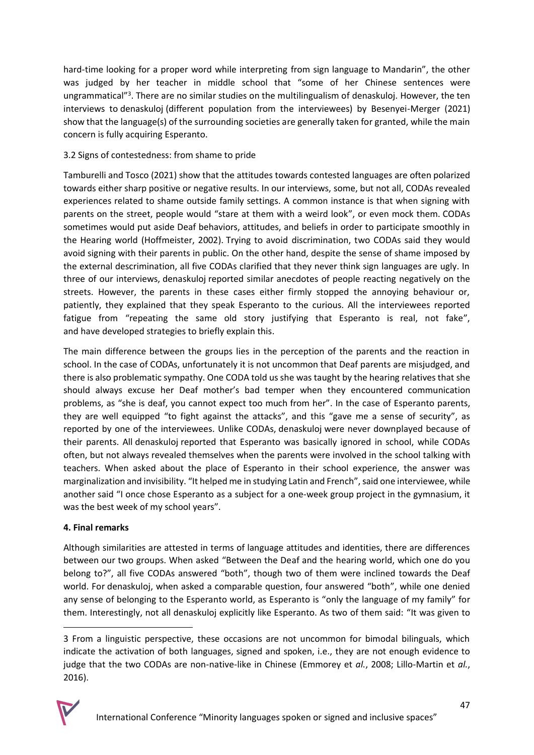hard-time looking for a proper word while interpreting from sign language to Mandarin", the other was judged by her teacher in middle school that "some of her Chinese sentences were ungrammatical"[3]. There are no similar studies on the multilingualism of denaskuloj. However, the ten interviews to denaskuloj (different population from the interviewees) by Besenyei-Merger (2021) show that the language(s) of the surrounding societies are generally taken for granted, while the main concern is fully acquiring Esperanto.

### 3.2 Signs of contestedness: from shame to pride

Tamburelli and Tosco (2021) show that the attitudes towards contested languages are often polarized towards either sharp positive or negative results. In our interviews, some, but not all, CODAs revealed experiences related to shame outside family settings. A common instance is that when signing with parents on the street, people would "stare at them with a weird look", or even mock them. CODAs sometimes would put aside Deaf behaviors, attitudes, and beliefs in order to participate smoothly in the Hearing world (Hoffmeister, 2002). Trying to avoid discrimination, two CODAs said they would avoid signing with their parents in public. On the other hand, despite the sense of shame imposed by the external descrimination, all five CODAs clarified that they never think sign languages are ugly. In three of our interviews, denaskuloj reported similar anecdotes of people reacting negatively on the streets. However, the parents in these cases either firmly stopped the annoying behaviour or, patiently, they explained that they speak Esperanto to the curious. All the interviewees reported fatigue from "repeating the same old story justifying that Esperanto is real, not fake", and have developed strategies to briefly explain this.

The main difference between the groups lies in the perception of the parents and the reaction in school. In the case of CODAs, unfortunately it is not uncommon that Deaf parents are misjudged, and there is also problematic sympathy. One CODA told us she was taught by the hearing relatives that she should always excuse her Deaf mother's bad temper when they encountered communication problems, as "she is deaf, you cannot expect too much from her". In the case of Esperanto parents, they are well equipped "to fight against the attacks", and this "gave me a sense of security", as reported by one of the interviewees. Unlike CODAs, denaskuloj were never downplayed because of their parents. All denaskuloj reported that Esperanto was basically ignored in school, while CODAs often, but not always revealed themselves when the parents were involved in the school talking with teachers. When asked about the place of Esperanto in their school experience, the answer was marginalization and invisibility. "It helped me in studying Latin and French", said one interviewee, while another said "I once chose Esperanto as a subject for a one-week group project in the gymnasium, it was the best week of my school years".

## 4. Final remarks

Although similarities are attested in terms of language attitudes and identities, there are differences between our two groups. When asked "Between the Deaf and the hearing world, which one do you belong to?", all five CODAs answered "both", though two of them were inclined towards the Deaf world. For denaskuloj, when asked a comparable question, four answered "both", while one denied any sense of belonging to the Esperanto world, as Esperanto is "only the language of my family" for them. Interestingly, not all denaskuloj explicitly like Esperanto. As two of them said: "It was given to

---

3 From a linguistic perspective, these occasions are not uncommon for bimodal bilinguals, which indicate the activation of both languages, signed and spoken, i.e., they are not enough evidence to judge that the two CODAs are non-native-like in Chinese (Emmorey et *al.*, 2008; Lillo-Martin et *al.*, 2016).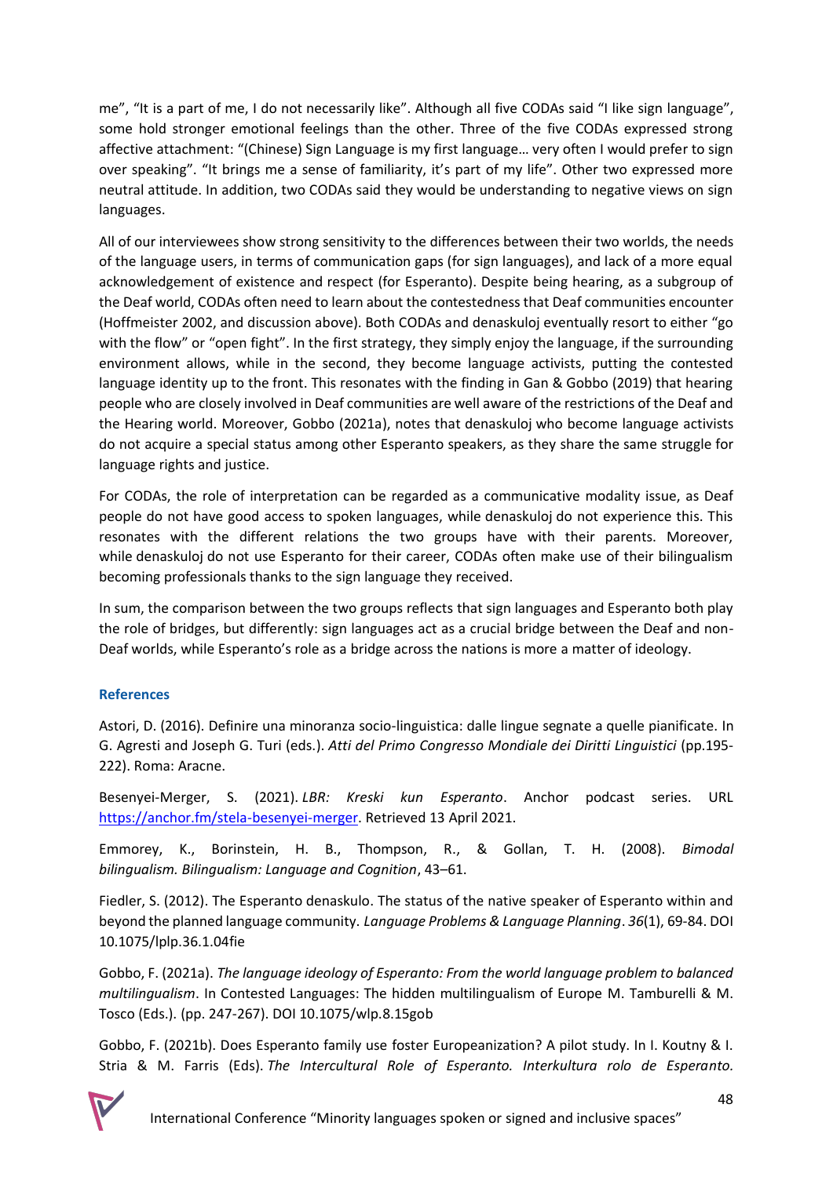me", "It is a part of me, I do not necessarily like". Although all five CODAs said "I like sign language", some hold stronger emotional feelings than the other. Three of the five CODAs expressed strong affective attachment: "(Chinese) Sign Language is my first language… very often I would prefer to sign over speaking". "It brings me a sense of familiarity, it's part of my life". Other two expressed more neutral attitude. In addition, two CODAs said they would be understanding to negative views on sign languages.

All of our interviewees show strong sensitivity to the differences between their two worlds, the needs of the language users, in terms of communication gaps (for sign languages), and lack of a more equal acknowledgement of existence and respect (for Esperanto). Despite being hearing, as a subgroup of the Deaf world, CODAs often need to learn about the contestedness that Deaf communities encounter (Hoffmeister 2002, and discussion above). Both CODAs and denaskuloj eventually resort to either "go with the flow" or "open fight". In the first strategy, they simply enjoy the language, if the surrounding environment allows, while in the second, they become language activists, putting the contested language identity up to the front. This resonates with the finding in Gan & Gobbo (2019) that hearing people who are closely involved in Deaf communities are well aware of the restrictions of the Deaf and the Hearing world. Moreover, Gobbo (2021a), notes that denaskuloj who become language activists do not acquire a special status among other Esperanto speakers, as they share the same struggle for language rights and justice.

For CODAs, the role of interpretation can be regarded as a communicative modality issue, as Deaf people do not have good access to spoken languages, while denaskuloj do not experience this. This resonates with the different relations the two groups have with their parents. Moreover, while denaskuloj do not use Esperanto for their career, CODAs often make use of their bilingualism becoming professionals thanks to the sign language they received.

In sum, the comparison between the two groups reflects that sign languages and Esperanto both play the role of bridges, but differently: sign languages act as a crucial bridge between the Deaf and non-Deaf worlds, while Esperanto's role as a bridge across the nations is more a matter of ideology.

## References

Astori, D. (2016). Definire una minoranza socio-linguistica: dalle lingue segnate a quelle pianificate. In G. Agresti and Joseph G. Turi (eds.). *Atti del Primo Congresso Mondiale dei Diritti Linguistici* (pp.195-222). Roma: Aracne.

Besenyei-Merger, S. (2021). *LBR: Kreski kun Esperanto*. Anchor podcast series. URL https://anchor.fm/stela-besenyei-merger. Retrieved 13 April 2021.

Emmorey, K., Borinstein, H. B., Thompson, R., & Gollan, T. H. (2008). *Bimodal bilingualism. Bilingualism: Language and Cognition*, 43–61.

Fiedler, S. (2012). The Esperanto denaskulo. The status of the native speaker of Esperanto within and beyond the planned language community. *Language Problems & Language Planning*. *36*(1), 69-84. DOI 10.1075/lplp.36.1.04fie

Gobbo, F. (2021a). *The language ideology of Esperanto: From the world language problem to balanced multilingualism*. In Contested Languages: The hidden multilingualism of Europe M. Tamburelli & M. Tosco (Eds.). (pp. 247-267). DOI 10.1075/wlp.8.15gob

Gobbo, F. (2021b). Does Esperanto family use foster Europeanization? A pilot study. In I. Koutny & I. Stria & M. Farris (Eds). *The Intercultural Role of Esperanto. Interkultura rolo de Esperanto.*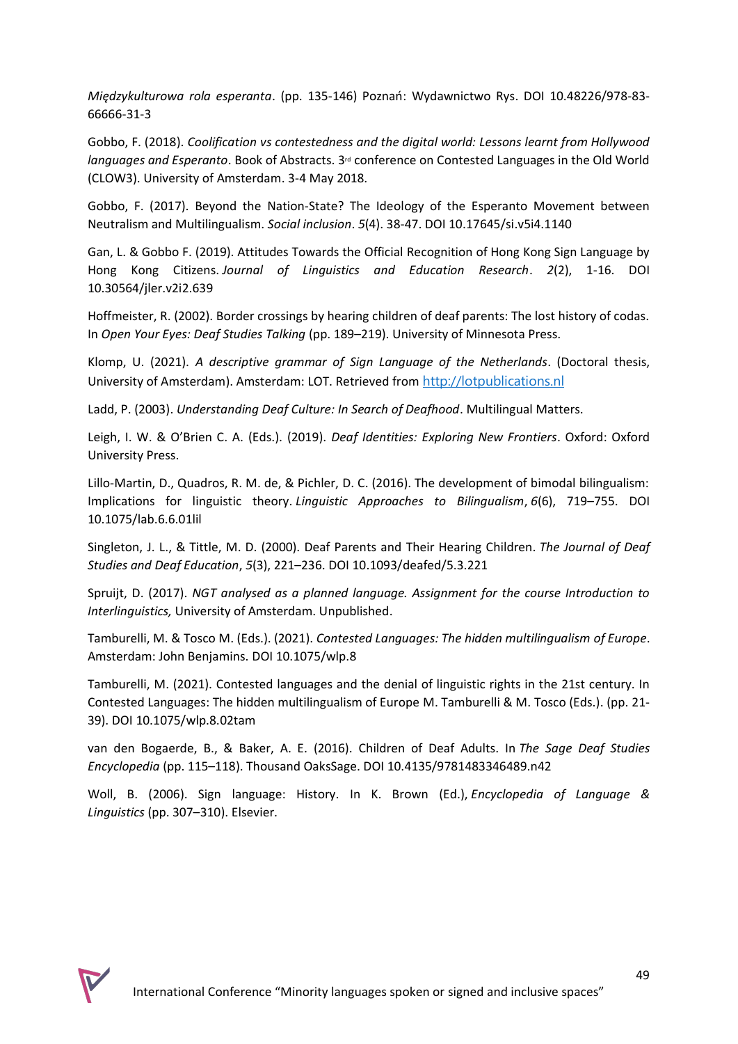*Międzykulturowa rola esperanta*. (pp. 135-146) Poznań: Wydawnictwo Rys. DOI 10.48226/978-83-66666-31-3

Gobbo, F. (2018). *Coolification vs contestedness and the digital world: Lessons learnt from Hollywood languages and Esperanto*. Book of Abstracts. 3rd conference on Contested Languages in the Old World (CLOW3). University of Amsterdam. 3-4 May 2018.

Gobbo, F. (2017). Beyond the Nation-State? The Ideology of the Esperanto Movement between Neutralism and Multilingualism. *Social inclusion*. *5*(4). 38-47. DOI 10.17645/si.v5i4.1140

Gan, L. & Gobbo F. (2019). Attitudes Towards the Official Recognition of Hong Kong Sign Language by Hong Kong Citizens. *Journal of Linguistics and Education Research*. *2*(2), 1-16. DOI 10.30564/jler.v2i2.639

Hoffmeister, R. (2002). Border crossings by hearing children of deaf parents: The lost history of codas. In *Open Your Eyes: Deaf Studies Talking* (pp. 189–219). University of Minnesota Press.

Klomp, U. (2021). *A descriptive grammar of Sign Language of the Netherlands*. (Doctoral thesis, University of Amsterdam). Amsterdam: LOT. Retrieved from http://lotpublications.nl

Ladd, P. (2003). *Understanding Deaf Culture: In Search of Deafhood*. Multilingual Matters.

Leigh, I. W. & O'Brien C. A. (Eds.). (2019). *Deaf Identities: Exploring New Frontiers*. Oxford: Oxford University Press.

Lillo-Martin, D., Quadros, R. M. de, & Pichler, D. C. (2016). The development of bimodal bilingualism: Implications for linguistic theory. *Linguistic Approaches to Bilingualism*, *6*(6), 719–755. DOI 10.1075/lab.6.6.01lil

Singleton, J. L., & Tittle, M. D. (2000). Deaf Parents and Their Hearing Children. *The Journal of Deaf Studies and Deaf Education*, *5*(3), 221–236. DOI 10.1093/deafed/5.3.221

Spruijt, D. (2017). *NGT analysed as a planned language. Assignment for the course Introduction to Interlinguistics,* University of Amsterdam. Unpublished.

Tamburelli, M. & Tosco M. (Eds.). (2021). *Contested Languages: The hidden multilingualism of Europe*. Amsterdam: John Benjamins. DOI 10.1075/wlp.8

Tamburelli, M. (2021). Contested languages and the denial of linguistic rights in the 21st century. In Contested Languages: The hidden multilingualism of Europe M. Tamburelli & M. Tosco (Eds.). (pp. 21-39). DOI 10.1075/wlp.8.02tam

van den Bogaerde, B., & Baker, A. E. (2016). Children of Deaf Adults. In *The Sage Deaf Studies Encyclopedia* (pp. 115–118). Thousand OaksSage. DOI 10.4135/9781483346489.n42

Woll, B. (2006). Sign language: History. In K. Brown (Ed.), *Encyclopedia of Language & Linguistics* (pp. 307–310). Elsevier.